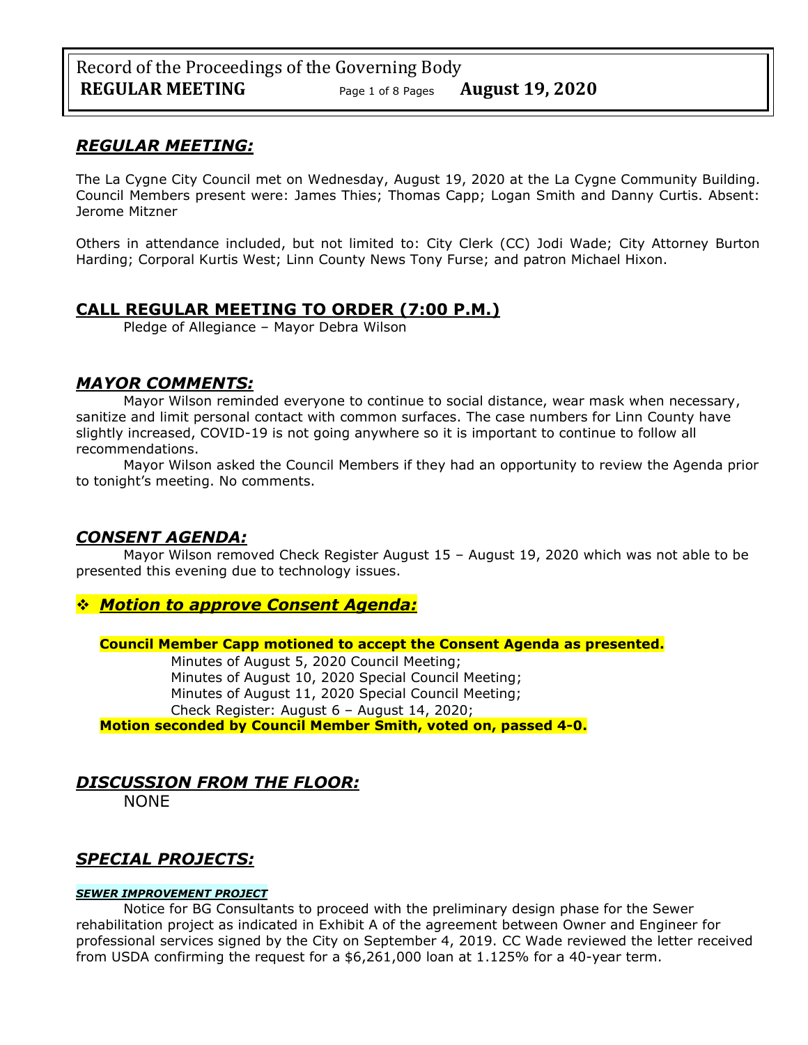## *REGULAR MEETING:*

The La Cygne City Council met on Wednesday, August 19, 2020 at the La Cygne Community Building. Council Members present were: James Thies; Thomas Capp; Logan Smith and Danny Curtis. Absent: Jerome Mitzner

Others in attendance included, but not limited to: City Clerk (CC) Jodi Wade; City Attorney Burton Harding; Corporal Kurtis West; Linn County News Tony Furse; and patron Michael Hixon.

## CALL REGULAR MEETING TO ORDER (7:00 P.M.)

Pledge of Allegiance – Mayor Debra Wilson

## *MAYOR COMMENTS:*

Mayor Wilson reminded everyone to continue to social distance, wear mask when necessary, sanitize and limit personal contact with common surfaces. The case numbers for Linn County have slightly increased, COVID-19 is not going anywhere so it is important to continue to follow all recommendations.

Mayor Wilson asked the Council Members if they had an opportunity to review the Agenda prior to tonight's meeting. No comments.

## *CONSENT AGENDA:*

Mayor Wilson removed Check Register August 15 – August 19, 2020 which was not able to be presented this evening due to technology issues.

### ❖ *Motion to approve Consent Agenda:*

**Council Member Capp motioned to accept the Consent Agenda as presented.**

Minutes of August 5, 2020 Council Meeting;
Minutes of August 10, 2020 Special Council Meeting;
Minutes of August 11, 2020 Special Council Meeting;
Check Register: August 6 – August 14, 2020;

**Motion seconded by Council Member Smith, voted on, passed 4-0.**

## *DISCUSSION FROM THE FLOOR:*

NONE

## *SPECIAL PROJECTS:*

#### *SEWER IMPROVEMENT PROJECT*

Notice for BG Consultants to proceed with the preliminary design phase for the Sewer rehabilitation project as indicated in Exhibit A of the agreement between Owner and Engineer for professional services signed by the City on September 4, 2019. CC Wade reviewed the letter received from USDA confirming the request for a $6,261,000 loan at 1.125% for a 40-year term.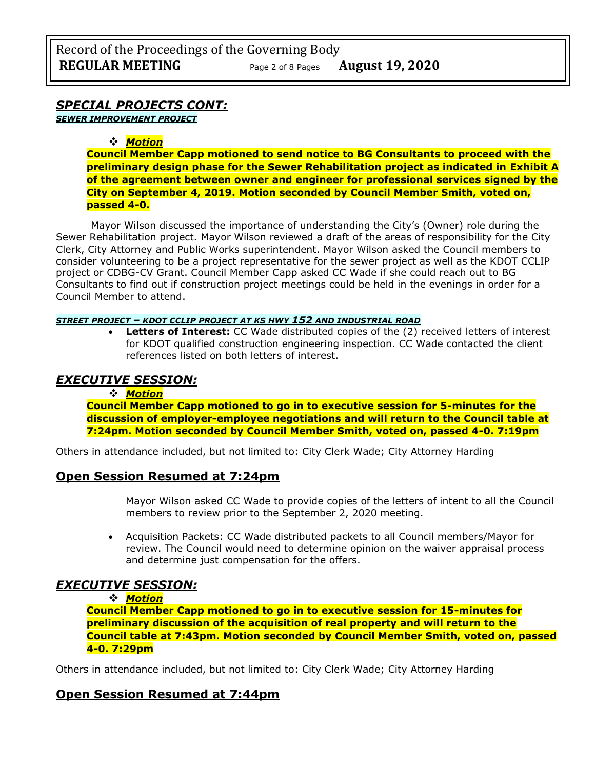## *SPECIAL PROJECTS CONT:*

***SEWER IMPROVEMENT PROJECT***

❖ ***Motion***

**Council Member Capp motioned to send notice to BG Consultants to proceed with the preliminary design phase for the Sewer Rehabilitation project as indicated in Exhibit A of the agreement between owner and engineer for professional services signed by the City on September 4, 2019. Motion seconded by Council Member Smith, voted on, passed 4-0.**

Mayor Wilson discussed the importance of understanding the City's (Owner) role during the Sewer Rehabilitation project. Mayor Wilson reviewed a draft of the areas of responsibility for the City Clerk, City Attorney and Public Works superintendent. Mayor Wilson asked the Council members to consider volunteering to be a project representative for the sewer project as well as the KDOT CCLIP project or CDBG-CV Grant. Council Member Capp asked CC Wade if she could reach out to BG Consultants to find out if construction project meetings could be held in the evenings in order for a Council Member to attend.

***STREET PROJECT – KDOT CCLIP PROJECT AT KS HWY 152 AND INDUSTRIAL ROAD***

- **Letters of Interest:** CC Wade distributed copies of the (2) received letters of interest for KDOT qualified construction engineering inspection. CC Wade contacted the client references listed on both letters of interest.

## *EXECUTIVE SESSION:*

❖ ***Motion***

**Council Member Capp motioned to go in to executive session for 5-minutes for the discussion of employer-employee negotiations and will return to the Council table at 7:24pm. Motion seconded by Council Member Smith, voted on, passed 4-0. 7:19pm**

Others in attendance included, but not limited to: City Clerk Wade; City Attorney Harding

## Open Session Resumed at 7:24pm

Mayor Wilson asked CC Wade to provide copies of the letters of intent to all the Council members to review prior to the September 2, 2020 meeting.

- Acquisition Packets: CC Wade distributed packets to all Council members/Mayor for review. The Council would need to determine opinion on the waiver appraisal process and determine just compensation for the offers.

## *EXECUTIVE SESSION:*

❖ ***Motion***

**Council Member Capp motioned to go in to executive session for 15-minutes for preliminary discussion of the acquisition of real property and will return to the Council table at 7:43pm. Motion seconded by Council Member Smith, voted on, passed 4-0. 7:29pm**

Others in attendance included, but not limited to: City Clerk Wade; City Attorney Harding

## Open Session Resumed at 7:44pm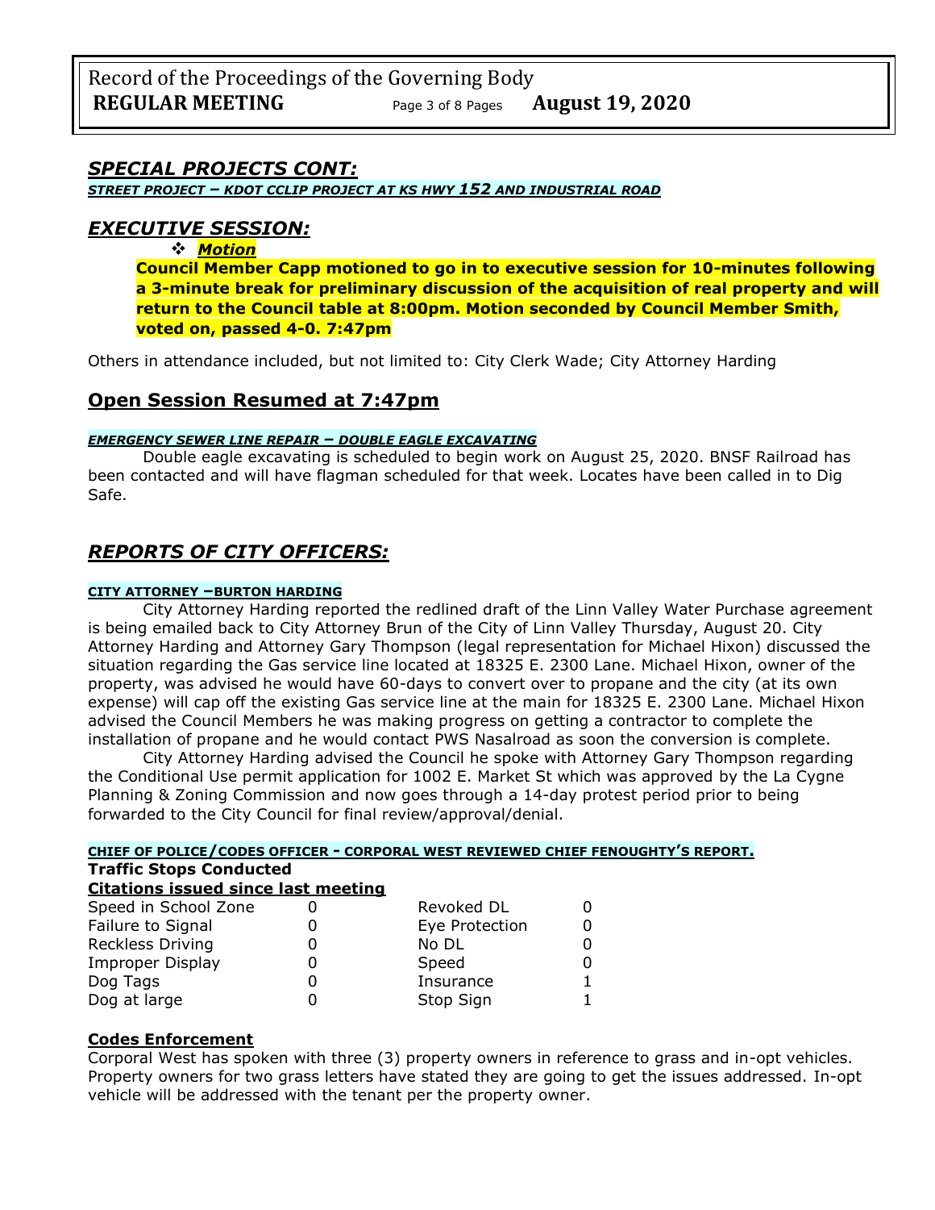## *SPECIAL PROJECTS CONT:*

***STREET PROJECT – KDOT CCLIP PROJECT AT KS HWY 152 AND INDUSTRIAL ROAD***

## *EXECUTIVE SESSION:*

- ***Motion***

**Council Member Capp motioned to go in to executive session for 10-minutes following a 3-minute break for preliminary discussion of the acquisition of real property and will return to the Council table at 8:00pm. Motion seconded by Council Member Smith, voted on, passed 4-0. 7:47pm**

Others in attendance included, but not limited to: City Clerk Wade; City Attorney Harding

## Open Session Resumed at 7:47pm

***EMERGENCY SEWER LINE REPAIR – DOUBLE EAGLE EXCAVATING***

Double eagle excavating is scheduled to begin work on August 25, 2020. BNSF Railroad has been contacted and will have flagman scheduled for that week. Locates have been called in to Dig Safe.

## *REPORTS OF CITY OFFICERS:*

**CITY ATTORNEY –BURTON HARDING**

City Attorney Harding reported the redlined draft of the Linn Valley Water Purchase agreement is being emailed back to City Attorney Brun of the City of Linn Valley Thursday, August 20. City Attorney Harding and Attorney Gary Thompson (legal representation for Michael Hixon) discussed the situation regarding the Gas service line located at 18325 E. 2300 Lane. Michael Hixon, owner of the property, was advised he would have 60-days to convert over to propane and the city (at its own expense) will cap off the existing Gas service line at the main for 18325 E. 2300 Lane. Michael Hixon advised the Council Members he was making progress on getting a contractor to complete the installation of propane and he would contact PWS Nasalroad as soon the conversion is complete.

City Attorney Harding advised the Council he spoke with Attorney Gary Thompson regarding the Conditional Use permit application for 1002 E. Market St which was approved by the La Cygne Planning & Zoning Commission and now goes through a 14-day protest period prior to being forwarded to the City Council for final review/approval/denial.

**CHIEF OF POLICE/CODES OFFICER - CORPORAL WEST REVIEWED CHIEF FENOUGHTY'S REPORT.**

**Traffic Stops Conducted**

**Citations issued since last meeting**

| | | | |
|---|---|---|---|
| Speed in School Zone | 0 | Revoked DL | 0 |
| Failure to Signal | 0 | Eye Protection | 0 |
| Reckless Driving | 0 | No DL | 0 |
| Improper Display | 0 | Speed | 0 |
| Dog Tags | 0 | Insurance | 1 |
| Dog at large | 0 | Stop Sign | 1 |

**Codes Enforcement**

Corporal West has spoken with three (3) property owners in reference to grass and in-opt vehicles. Property owners for two grass letters have stated they are going to get the issues addressed. In-opt vehicle will be addressed with the tenant per the property owner.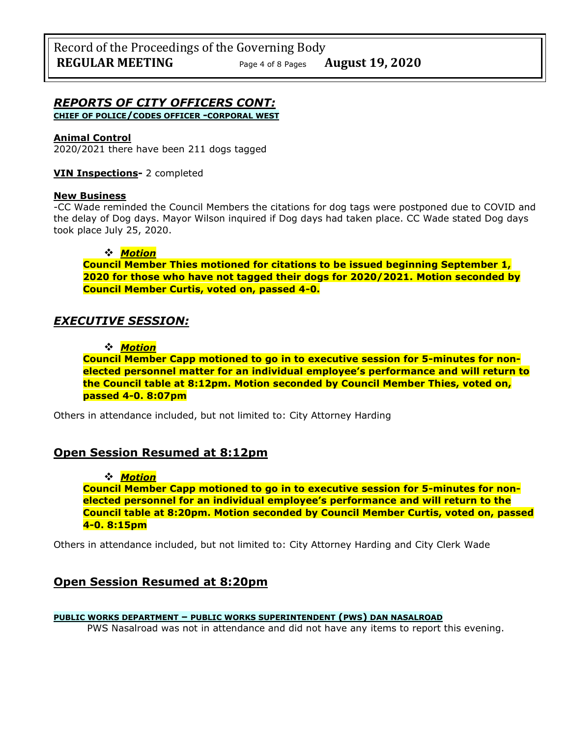## *REPORTS OF CITY OFFICERS CONT:*

**CHIEF OF POLICE/CODES OFFICER -CORPORAL WEST**

**Animal Control**
2020/2021 there have been 211 dogs tagged

**VIN Inspections-** 2 completed

**New Business**
-CC Wade reminded the Council Members the citations for dog tags were postponed due to COVID and the delay of Dog days. Mayor Wilson inquired if Dog days had taken place. CC Wade stated Dog days took place July 25, 2020.

- ***Motion***
  **Council Member Thies motioned for citations to be issued beginning September 1, 2020 for those who have not tagged their dogs for 2020/2021. Motion seconded by Council Member Curtis, voted on, passed 4-0.**

## *EXECUTIVE SESSION:*

- ***Motion***
  **Council Member Capp motioned to go in to executive session for 5-minutes for non-elected personnel matter for an individual employee's performance and will return to the Council table at 8:12pm. Motion seconded by Council Member Thies, voted on, passed 4-0. 8:07pm**

Others in attendance included, but not limited to: City Attorney Harding

## Open Session Resumed at 8:12pm

- ***Motion***
  **Council Member Capp motioned to go in to executive session for 5-minutes for non-elected personnel for an individual employee's performance and will return to the Council table at 8:20pm. Motion seconded by Council Member Curtis, voted on, passed 4-0. 8:15pm**

Others in attendance included, but not limited to: City Attorney Harding and City Clerk Wade

## Open Session Resumed at 8:20pm

**PUBLIC WORKS DEPARTMENT – PUBLIC WORKS SUPERINTENDENT (PWS) DAN NASALROAD**

PWS Nasalroad was not in attendance and did not have any items to report this evening.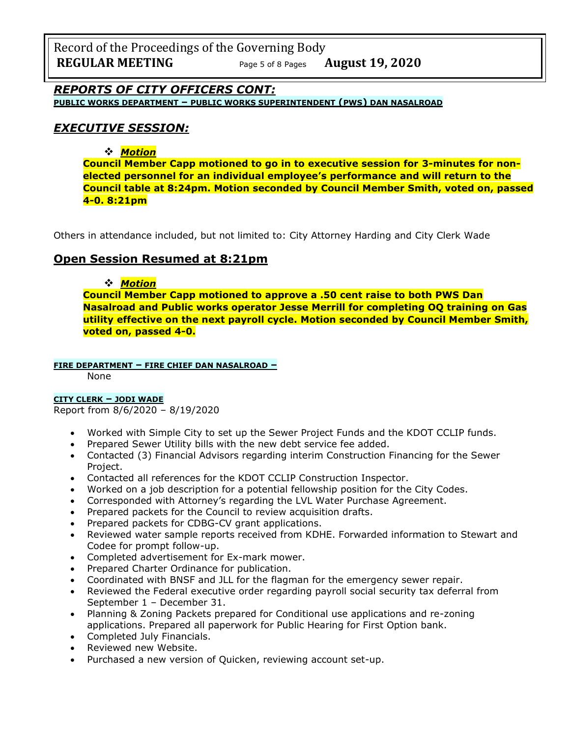## *REPORTS OF CITY OFFICERS CONT:*

**PUBLIC WORKS DEPARTMENT – PUBLIC WORKS SUPERINTENDENT (PWS) DAN NASALROAD**

## *EXECUTIVE SESSION:*

- ***Motion***

**Council Member Capp motioned to go in to executive session for 3-minutes for non-elected personnel for an individual employee's performance and will return to the Council table at 8:24pm. Motion seconded by Council Member Smith, voted on, passed 4-0. 8:21pm**

Others in attendance included, but not limited to: City Attorney Harding and City Clerk Wade

## Open Session Resumed at 8:21pm

- ***Motion***

**Council Member Capp motioned to approve a .50 cent raise to both PWS Dan Nasalroad and Public works operator Jesse Merrill for completing OQ training on Gas utility effective on the next payroll cycle. Motion seconded by Council Member Smith, voted on, passed 4-0.**

**FIRE DEPARTMENT – FIRE CHIEF DAN NASALROAD –**

None

**CITY CLERK – JODI WADE**

Report from 8/6/2020 – 8/19/2020

- Worked with Simple City to set up the Sewer Project Funds and the KDOT CCLIP funds.
- Prepared Sewer Utility bills with the new debt service fee added.
- Contacted (3) Financial Advisors regarding interim Construction Financing for the Sewer Project.
- Contacted all references for the KDOT CCLIP Construction Inspector.
- Worked on a job description for a potential fellowship position for the City Codes.
- Corresponded with Attorney's regarding the LVL Water Purchase Agreement.
- Prepared packets for the Council to review acquisition drafts.
- Prepared packets for CDBG-CV grant applications.
- Reviewed water sample reports received from KDHE. Forwarded information to Stewart and Codee for prompt follow-up.
- Completed advertisement for Ex-mark mower.
- Prepared Charter Ordinance for publication.
- Coordinated with BNSF and JLL for the flagman for the emergency sewer repair.
- Reviewed the Federal executive order regarding payroll social security tax deferral from September 1 – December 31.
- Planning & Zoning Packets prepared for Conditional use applications and re-zoning applications. Prepared all paperwork for Public Hearing for First Option bank.
- Completed July Financials.
- Reviewed new Website.
- Purchased a new version of Quicken, reviewing account set-up.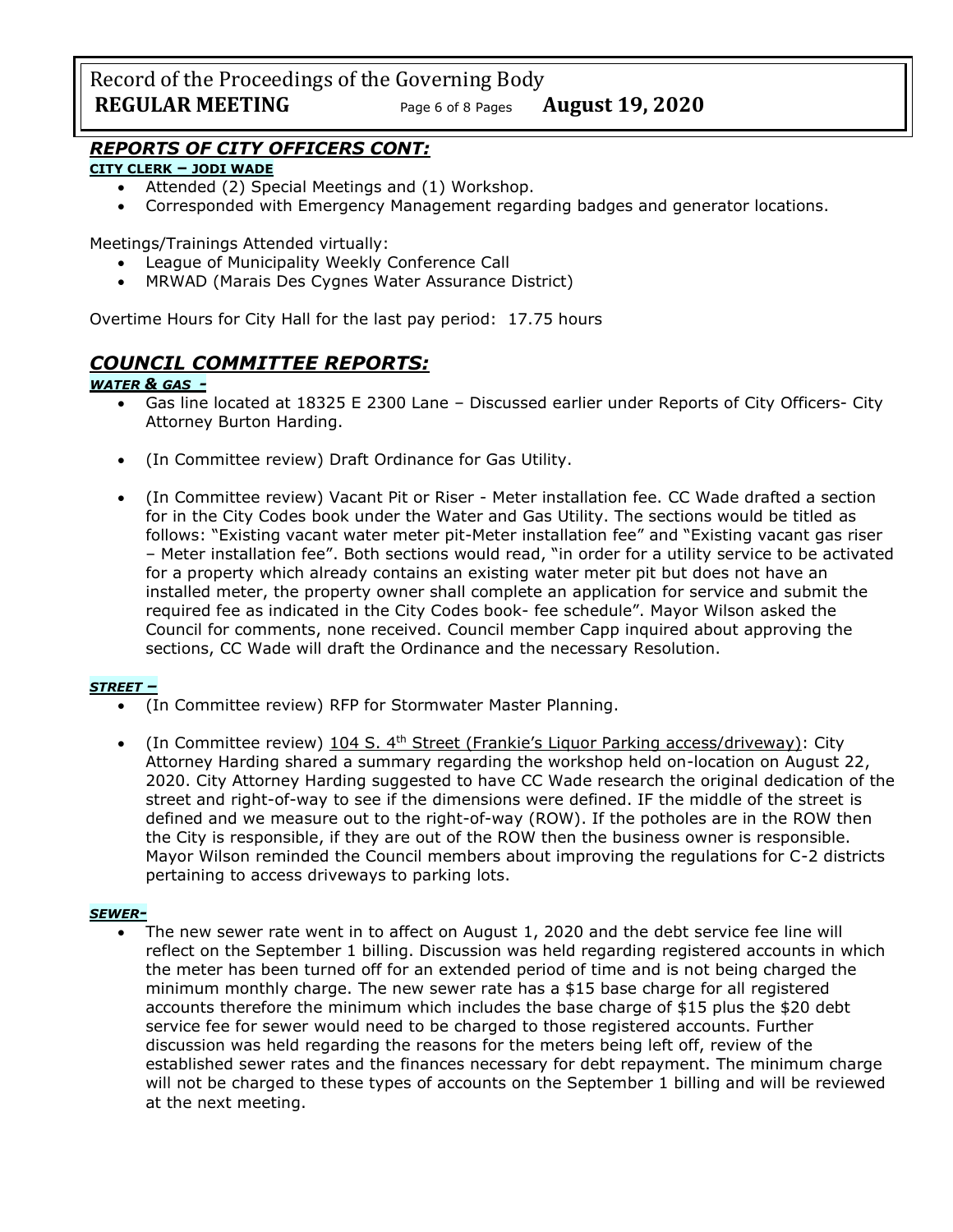## *REPORTS OF CITY OFFICERS CONT:*

**CITY CLERK – JODI WADE**

- Attended (2) Special Meetings and (1) Workshop.
- Corresponded with Emergency Management regarding badges and generator locations.

Meetings/Trainings Attended virtually:

- League of Municipality Weekly Conference Call
- MRWAD (Marais Des Cygnes Water Assurance District)

Overtime Hours for City Hall for the last pay period: 17.75 hours

## *COUNCIL COMMITTEE REPORTS:*

***WATER & GAS -***

- Gas line located at 18325 E 2300 Lane – Discussed earlier under Reports of City Officers- City Attorney Burton Harding.
- (In Committee review) Draft Ordinance for Gas Utility.
- (In Committee review) Vacant Pit or Riser - Meter installation fee. CC Wade drafted a section for in the City Codes book under the Water and Gas Utility. The sections would be titled as follows: "Existing vacant water meter pit-Meter installation fee" and "Existing vacant gas riser – Meter installation fee". Both sections would read, "in order for a utility service to be activated for a property which already contains an existing water meter pit but does not have an installed meter, the property owner shall complete an application for service and submit the required fee as indicated in the City Codes book- fee schedule". Mayor Wilson asked the Council for comments, none received. Council member Capp inquired about approving the sections, CC Wade will draft the Ordinance and the necessary Resolution.

***STREET –***

- (In Committee review) RFP for Stormwater Master Planning.
- (In Committee review) 104 S. 4th Street (Frankie's Liquor Parking access/driveway): City Attorney Harding shared a summary regarding the workshop held on-location on August 22, 2020. City Attorney Harding suggested to have CC Wade research the original dedication of the street and right-of-way to see if the dimensions were defined. IF the middle of the street is defined and we measure out to the right-of-way (ROW). If the potholes are in the ROW then the City is responsible, if they are out of the ROW then the business owner is responsible. Mayor Wilson reminded the Council members about improving the regulations for C-2 districts pertaining to access driveways to parking lots.

***SEWER-***

- The new sewer rate went in to affect on August 1, 2020 and the debt service fee line will reflect on the September 1 billing. Discussion was held regarding registered accounts in which the meter has been turned off for an extended period of time and is not being charged the minimum monthly charge. The new sewer rate has a $15 base charge for all registered accounts therefore the minimum which includes the base charge of $15 plus the $20 debt service fee for sewer would need to be charged to those registered accounts. Further discussion was held regarding the reasons for the meters being left off, review of the established sewer rates and the finances necessary for debt repayment. The minimum charge will not be charged to these types of accounts on the September 1 billing and will be reviewed at the next meeting.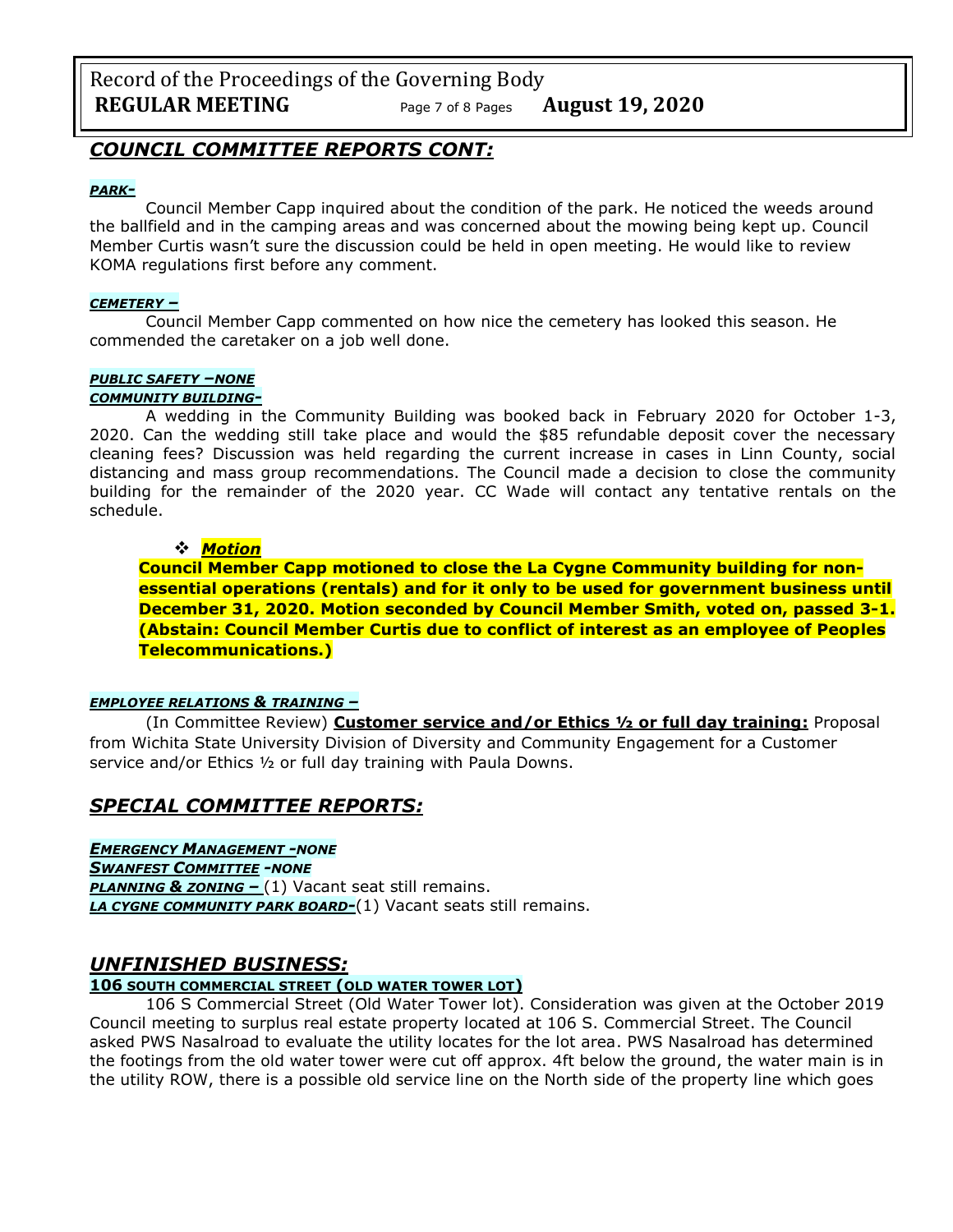## *COUNCIL COMMITTEE REPORTS CONT:*

***PARK-***

Council Member Capp inquired about the condition of the park. He noticed the weeds around the ballfield and in the camping areas and was concerned about the mowing being kept up. Council Member Curtis wasn't sure the discussion could be held in open meeting. He would like to review KOMA regulations first before any comment.

***CEMETERY –***

Council Member Capp commented on how nice the cemetery has looked this season. He commended the caretaker on a job well done.

***PUBLIC SAFETY –NONE***

***COMMUNITY BUILDING-***

A wedding in the Community Building was booked back in February 2020 for October 1-3, 2020. Can the wedding still take place and would the $85 refundable deposit cover the necessary cleaning fees? Discussion was held regarding the current increase in cases in Linn County, social distancing and mass group recommendations. The Council made a decision to close the community building for the remainder of the 2020 year. CC Wade will contact any tentative rentals on the schedule.

- ***Motion***

**Council Member Capp motioned to close the La Cygne Community building for non-essential operations (rentals) and for it only to be used for government business until December 31, 2020. Motion seconded by Council Member Smith, voted on, passed 3-1. (Abstain: Council Member Curtis due to conflict of interest as an employee of Peoples Telecommunications.)**

***EMPLOYEE RELATIONS & TRAINING –***

(In Committee Review) **Customer service and/or Ethics ½ or full day training:** Proposal from Wichita State University Division of Diversity and Community Engagement for a Customer service and/or Ethics ½ or full day training with Paula Downs.

## *SPECIAL COMMITTEE REPORTS:*

***EMERGENCY MANAGEMENT -NONE***

***SWANFEST COMMITTEE -NONE***

***PLANNING & ZONING –*** (1) Vacant seat still remains.

***LA CYGNE COMMUNITY PARK BOARD-***(1) Vacant seats still remains.

## *UNFINISHED BUSINESS:*

**106 SOUTH COMMERCIAL STREET (OLD WATER TOWER LOT)**

106 S Commercial Street (Old Water Tower lot). Consideration was given at the October 2019 Council meeting to surplus real estate property located at 106 S. Commercial Street. The Council asked PWS Nasalroad to evaluate the utility locates for the lot area. PWS Nasalroad has determined the footings from the old water tower were cut off approx. 4ft below the ground, the water main is in the utility ROW, there is a possible old service line on the North side of the property line which goes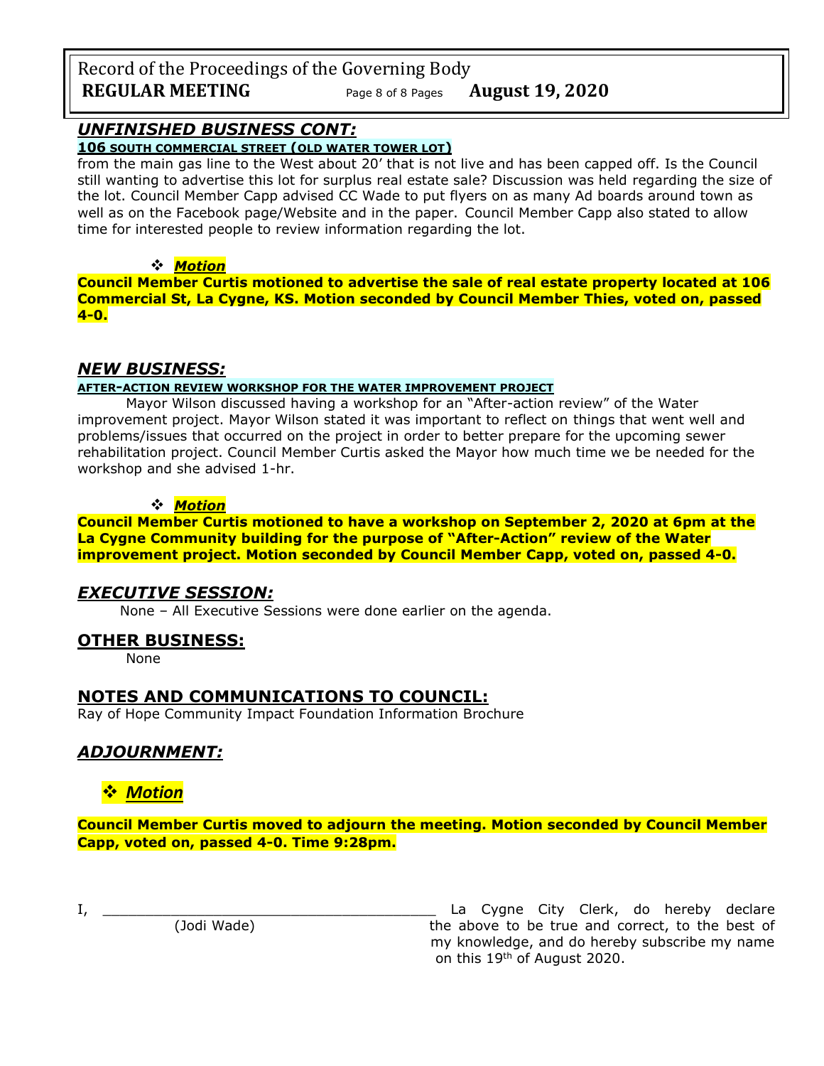## *UNFINISHED BUSINESS CONT:*

**106 SOUTH COMMERCIAL STREET (OLD WATER TOWER LOT)**

from the main gas line to the West about 20' that is not live and has been capped off. Is the Council still wanting to advertise this lot for surplus real estate sale? Discussion was held regarding the size of the lot. Council Member Capp advised CC Wade to put flyers on as many Ad boards around town as well as on the Facebook page/Website and in the paper. Council Member Capp also stated to allow time for interested people to review information regarding the lot.

❖ ***Motion***

**Council Member Curtis motioned to advertise the sale of real estate property located at 106 Commercial St, La Cygne, KS. Motion seconded by Council Member Thies, voted on, passed 4-0.**

## *NEW BUSINESS:*

**AFTER-ACTION REVIEW WORKSHOP FOR THE WATER IMPROVEMENT PROJECT**

Mayor Wilson discussed having a workshop for an "After-action review" of the Water improvement project. Mayor Wilson stated it was important to reflect on things that went well and problems/issues that occurred on the project in order to better prepare for the upcoming sewer rehabilitation project. Council Member Curtis asked the Mayor how much time we be needed for the workshop and she advised 1-hr.

❖ ***Motion***

**Council Member Curtis motioned to have a workshop on September 2, 2020 at 6pm at the La Cygne Community building for the purpose of "After-Action" review of the Water improvement project. Motion seconded by Council Member Capp, voted on, passed 4-0.**

## *EXECUTIVE SESSION:*

None – All Executive Sessions were done earlier on the agenda.

## OTHER BUSINESS:

None

## NOTES AND COMMUNICATIONS TO COUNCIL:

Ray of Hope Community Impact Foundation Information Brochure

## *ADJOURNMENT:*

❖ ***Motion***

**Council Member Curtis moved to adjourn the meeting. Motion seconded by Council Member Capp, voted on, passed 4-0. Time 9:28pm.**

I, ______________________________________ La Cygne City Clerk, do hereby declare the above to be true and correct, to the best of my knowledge, and do hereby subscribe my name on this 19th of August 2020.

(Jodi Wade)